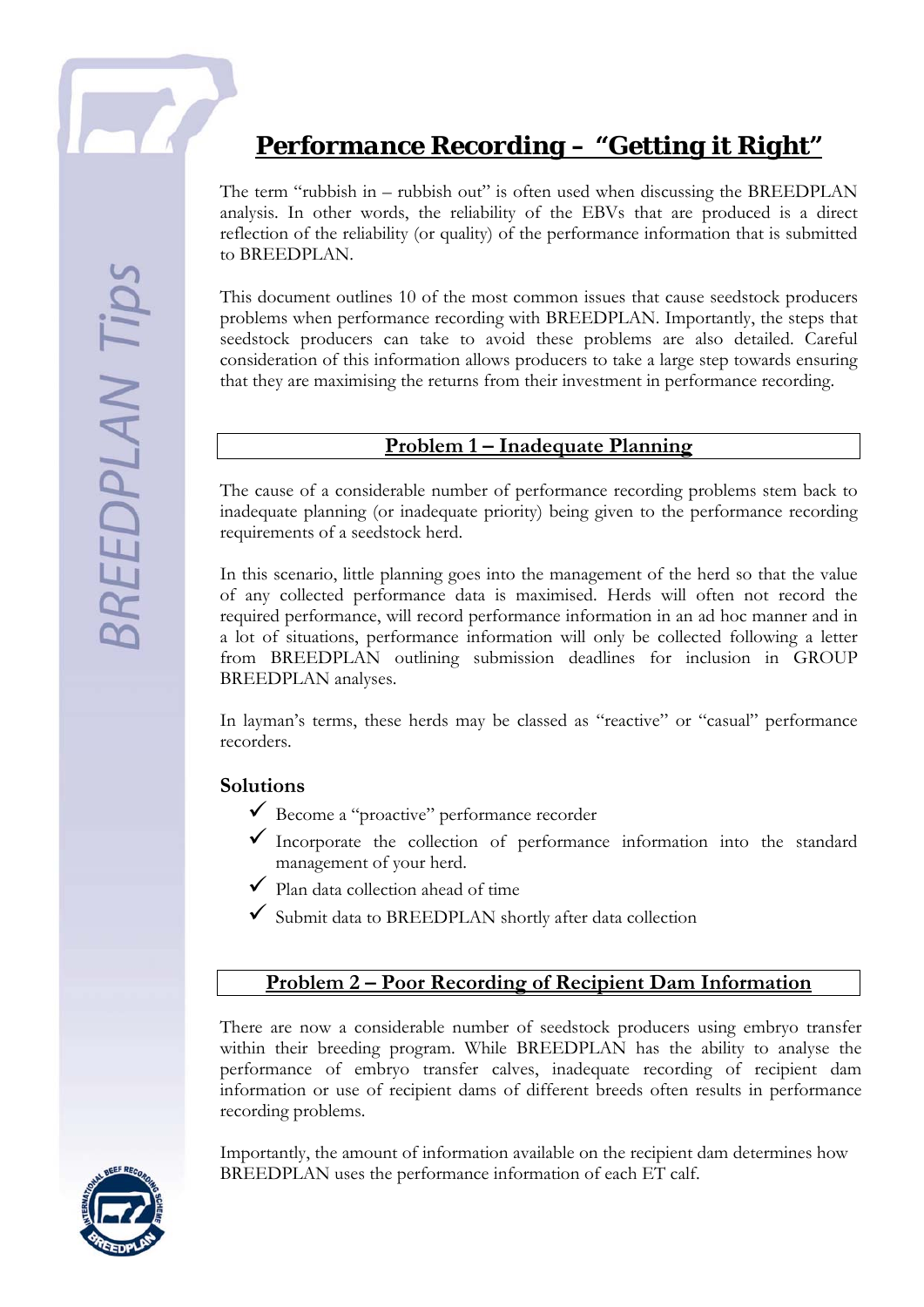# Performance Recording – "Getting it Right"

The term "rubbish in – rubbish out" is often used when discussing the BREEDPLAN analysis. In other words, the reliability of the EBVs that are produced is a direct reflection of the reliability (or quality) of the performance information that is submitted to BREEDPLAN.

This document outlines 10 of the most common issues that cause seedstock producers problems when performance recording with BREEDPLAN. Importantly, the steps that seedstock producers can take to avoid these problems are also detailed. Careful consideration of this information allows producers to take a large step towards ensuring that they are maximising the returns from their investment in performance recording.

## Problem 1 – Inadequate Planning

The cause of a considerable number of performance recording problems stem back to inadequate planning (or inadequate priority) being given to the performance recording requirements of a seedstock herd.

In this scenario, little planning goes into the management of the herd so that the value of any collected performance data is maximised. Herds will often not record the required performance, will record performance information in an ad hoc manner and in a lot of situations, performance information will only be collected following a letter from BREEDPLAN outlining submission deadlines for inclusion in GROUP BREEDPLAN analyses.

In layman's terms, these herds may be classed as "reactive" or "casual" performance recorders.

### Solutions

- ✓ Become a "proactive" performance recorder
- ✓ Incorporate the collection of performance information into the standard management of your herd.
- ✓ Plan data collection ahead of time
- ✓ Submit data to BREEDPLAN shortly after data collection

## Problem 2 – Poor Recording of Recipient Dam Information

There are now a considerable number of seedstock producers using embryo transfer within their breeding program. While BREEDPLAN has the ability to analyse the performance of embryo transfer calves, inadequate recording of recipient dam information or use of recipient dams of different breeds often results in performance recording problems.

Importantly, the amount of information available on the recipient dam determines how BREEDPLAN uses the performance information of each ET calf.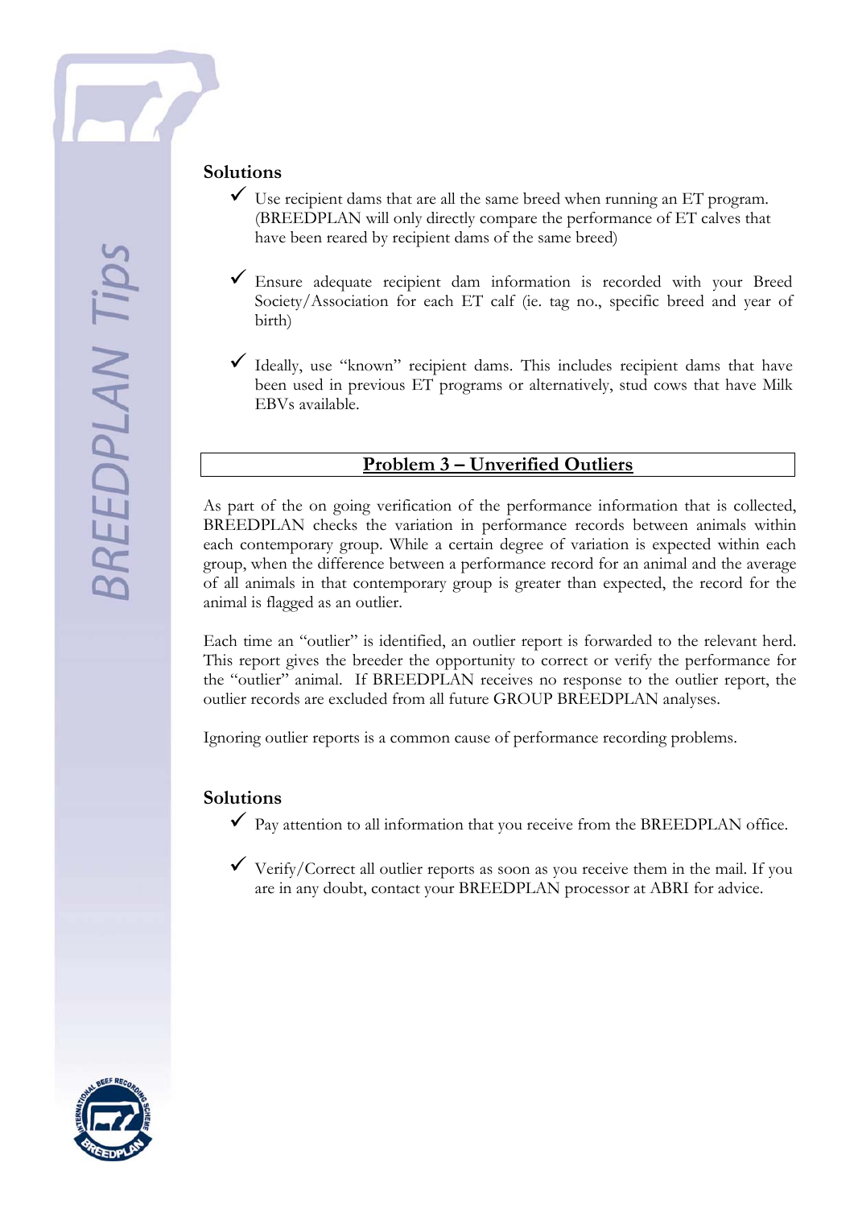## Solutions

- ✓ Use recipient dams that are all the same breed when running an ET program. (BREEDPLAN will only directly compare the performance of ET calves that have been reared by recipient dams of the same breed)
- ✓ Ensure adequate recipient dam information is recorded with your Breed Society/Association for each ET calf (ie. tag no., specific breed and year of birth)
- ✓ Ideally, use "known" recipient dams. This includes recipient dams that have been used in previous ET programs or alternatively, stud cows that have Milk EBVs available.

## Problem 3 – Unverified Outliers

As part of the on going verification of the performance information that is collected, BREEDPLAN checks the variation in performance records between animals within each contemporary group. While a certain degree of variation is expected within each group, when the difference between a performance record for an animal and the average of all animals in that contemporary group is greater than expected, the record for the animal is flagged as an outlier.

Each time an "outlier" is identified, an outlier report is forwarded to the relevant herd. This report gives the breeder the opportunity to correct or verify the performance for the "outlier" animal. If BREEDPLAN receives no response to the outlier report, the outlier records are excluded from all future GROUP BREEDPLAN analyses.

Ignoring outlier reports is a common cause of performance recording problems.

## Solutions

- ✓ Pay attention to all information that you receive from the BREEDPLAN office.
- ✓ Verify/Correct all outlier reports as soon as you receive them in the mail. If you are in any doubt, contact your BREEDPLAN processor at ABRI for advice.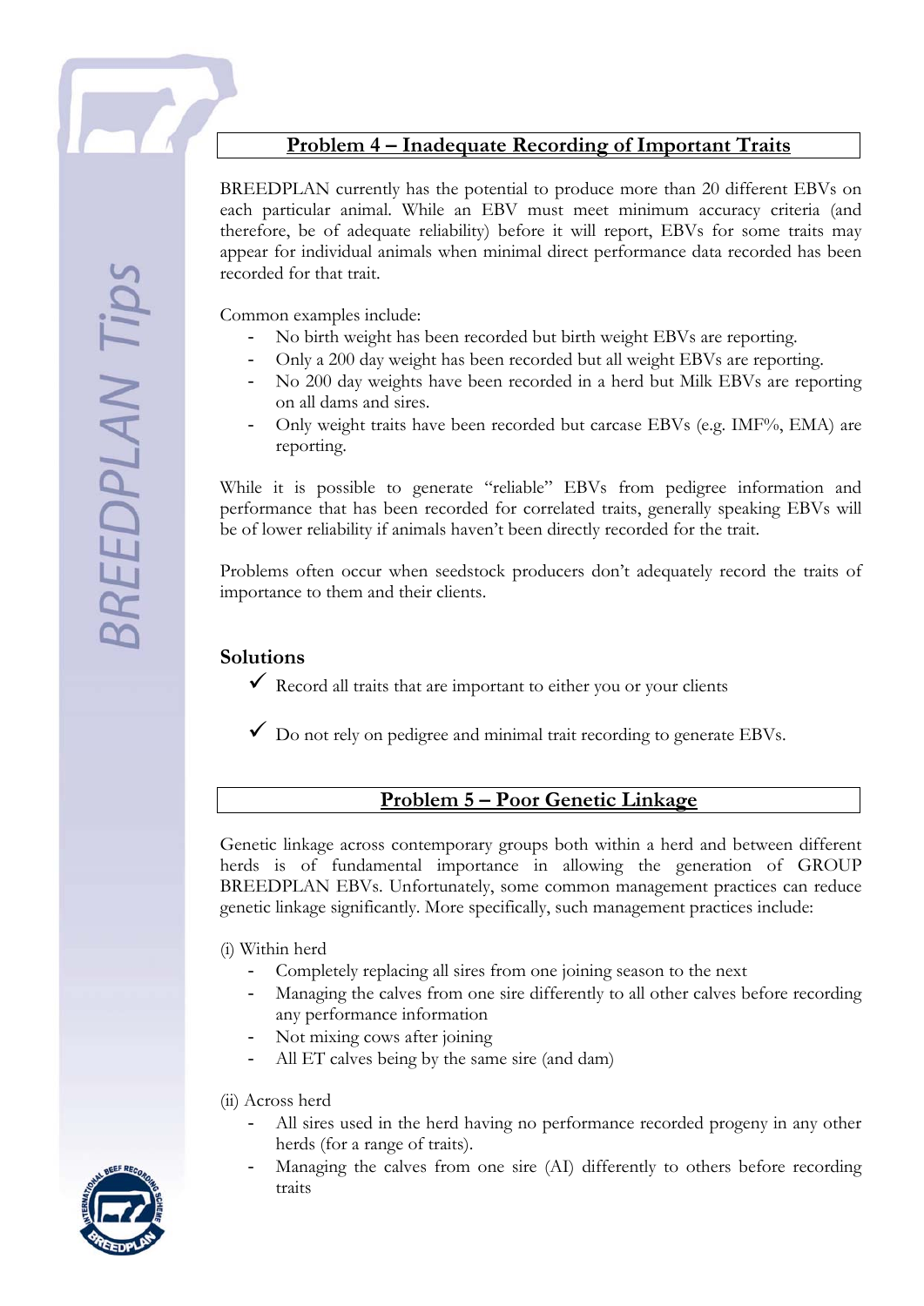## Problem 4 – Inadequate Recording of Important Traits

BREEDPLAN currently has the potential to produce more than 20 different EBVs on each particular animal. While an EBV must meet minimum accuracy criteria (and therefore, be of adequate reliability) before it will report, EBVs for some traits may appear for individual animals when minimal direct performance data recorded has been recorded for that trait.

Common examples include:

- No birth weight has been recorded but birth weight EBVs are reporting.
- Only a 200 day weight has been recorded but all weight EBVs are reporting.
- No 200 day weights have been recorded in a herd but Milk EBVs are reporting on all dams and sires.
- Only weight traits have been recorded but carcase EBVs (e.g. IMF%, EMA) are reporting.

While it is possible to generate "reliable" EBVs from pedigree information and performance that has been recorded for correlated traits, generally speaking EBVs will be of lower reliability if animals haven't been directly recorded for the trait.

Problems often occur when seedstock producers don't adequately record the traits of importance to them and their clients.

### Solutions

- ✓ Record all traits that are important to either you or your clients
- ✓ Do not rely on pedigree and minimal trait recording to generate EBVs.

## Problem 5 – Poor Genetic Linkage

Genetic linkage across contemporary groups both within a herd and between different herds is of fundamental importance in allowing the generation of GROUP BREEDPLAN EBVs. Unfortunately, some common management practices can reduce genetic linkage significantly. More specifically, such management practices include:

(i) Within herd

- Completely replacing all sires from one joining season to the next
- Managing the calves from one sire differently to all other calves before recording any performance information
- Not mixing cows after joining
- All ET calves being by the same sire (and dam)

(ii) Across herd

- All sires used in the herd having no performance recorded progeny in any other herds (for a range of traits).
- Managing the calves from one sire (AI) differently to others before recording traits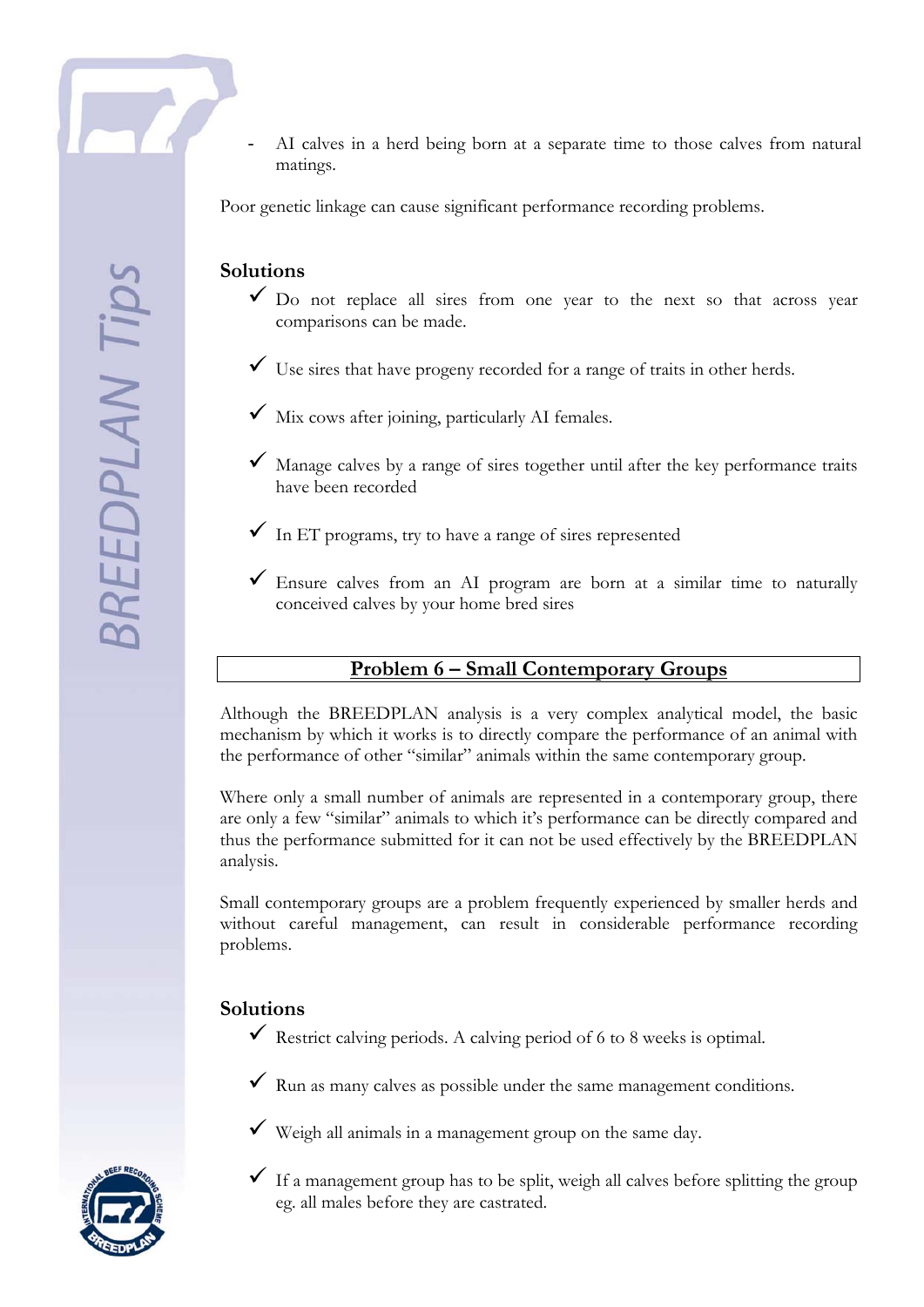- AI calves in a herd being born at a separate time to those calves from natural matings.

Poor genetic linkage can cause significant performance recording problems.

### Solutions

- ✓ Do not replace all sires from one year to the next so that across year comparisons can be made.
- ✓ Use sires that have progeny recorded for a range of traits in other herds.
- ✓ Mix cows after joining, particularly AI females.
- ✓ Manage calves by a range of sires together until after the key performance traits have been recorded
- ✓ In ET programs, try to have a range of sires represented
- ✓ Ensure calves from an AI program are born at a similar time to naturally conceived calves by your home bred sires

## Problem 6 – Small Contemporary Groups

Although the BREEDPLAN analysis is a very complex analytical model, the basic mechanism by which it works is to directly compare the performance of an animal with the performance of other "similar" animals within the same contemporary group.

Where only a small number of animals are represented in a contemporary group, there are only a few "similar" animals to which it's performance can be directly compared and thus the performance submitted for it can not be used effectively by the BREEDPLAN analysis.

Small contemporary groups are a problem frequently experienced by smaller herds and without careful management, can result in considerable performance recording problems.

### Solutions

- ✓ Restrict calving periods. A calving period of 6 to 8 weeks is optimal.
- ✓ Run as many calves as possible under the same management conditions.
- ✓ Weigh all animals in a management group on the same day.
- ✓ If a management group has to be split, weigh all calves before splitting the group eg. all males before they are castrated.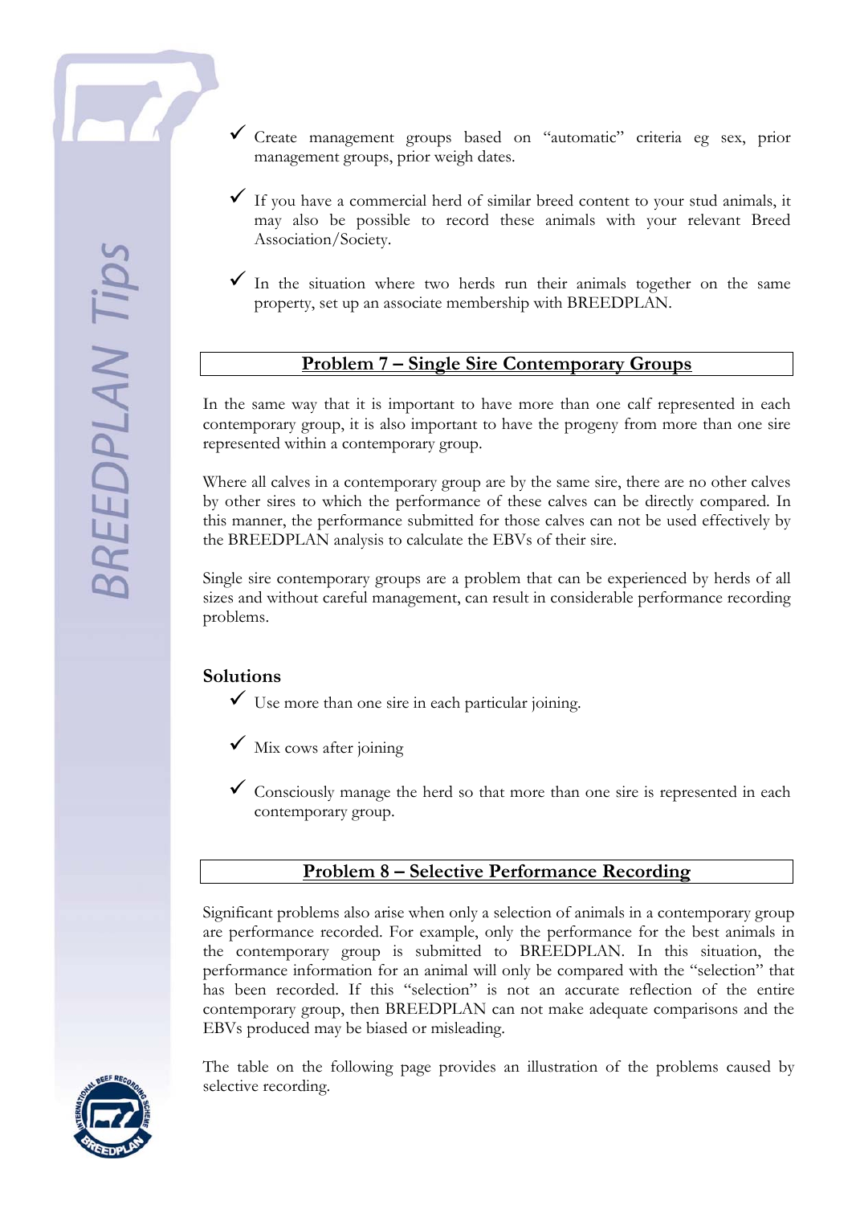- ✓ Create management groups based on "automatic" criteria eg sex, prior management groups, prior weigh dates.
- ✓ If you have a commercial herd of similar breed content to your stud animals, it may also be possible to record these animals with your relevant Breed Association/Society.
- ✓ In the situation where two herds run their animals together on the same property, set up an associate membership with BREEDPLAN.

## Problem 7 – Single Sire Contemporary Groups

In the same way that it is important to have more than one calf represented in each contemporary group, it is also important to have the progeny from more than one sire represented within a contemporary group.

Where all calves in a contemporary group are by the same sire, there are no other calves by other sires to which the performance of these calves can be directly compared. In this manner, the performance submitted for those calves can not be used effectively by the BREEDPLAN analysis to calculate the EBVs of their sire.

Single sire contemporary groups are a problem that can be experienced by herds of all sizes and without careful management, can result in considerable performance recording problems.

### Solutions

- ✓ Use more than one sire in each particular joining.
- ✓ Mix cows after joining
- ✓ Consciously manage the herd so that more than one sire is represented in each contemporary group.

## Problem 8 – Selective Performance Recording

Significant problems also arise when only a selection of animals in a contemporary group are performance recorded. For example, only the performance for the best animals in the contemporary group is submitted to BREEDPLAN. In this situation, the performance information for an animal will only be compared with the "selection" that has been recorded. If this "selection" is not an accurate reflection of the entire contemporary group, then BREEDPLAN can not make adequate comparisons and the EBVs produced may be biased or misleading.

The table on the following page provides an illustration of the problems caused by selective recording.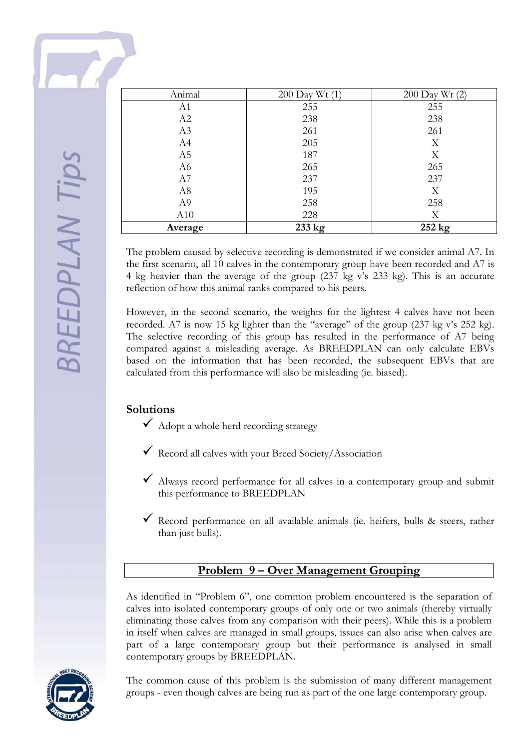| Animal | 200 Day Wt (1) | 200 Day Wt (2) |
|---|---|---|
| A1 | 255 | 255 |
| A2 | 238 | 238 |
| A3 | 261 | 261 |
| A4 | 205 | X |
| A5 | 187 | X |
| A6 | 265 | 265 |
| A7 | 237 | 237 |
| A8 | 195 | X |
| A9 | 258 | 258 |
| A10 | 228 | X |
| **Average** | **233 kg** | **252 kg** |

The problem caused by selective recording is demonstrated if we consider animal A7. In the first scenario, all 10 calves in the contemporary group have been recorded and A7 is 4 kg heavier than the average of the group (237 kg v's 233 kg). This is an accurate reflection of how this animal ranks compared to his peers.

However, in the second scenario, the weights for the lightest 4 calves have not been recorded. A7 is now 15 kg lighter than the "average" of the group (237 kg v's 252 kg). The selective recording of this group has resulted in the performance of A7 being compared against a misleading average. As BREEDPLAN can only calculate EBVs based on the information that has been recorded, the subsequent EBVs that are calculated from this performance will also be misleading (ie. biased).

## Solutions

- ✓ Adopt a whole herd recording strategy
- ✓ Record all calves with your Breed Society/Association
- ✓ Always record performance for all calves in a contemporary group and submit this performance to BREEDPLAN
- ✓ Record performance on all available animals (ie. heifers, bulls & steers, rather than just bulls).

## Problem 9 – Over Management Grouping

As identified in "Problem 6", one common problem encountered is the separation of calves into isolated contemporary groups of only one or two animals (thereby virtually eliminating those calves from any comparison with their peers). While this is a problem in itself when calves are managed in small groups, issues can also arise when calves are part of a large contemporary group but their performance is analysed in small contemporary groups by BREEDPLAN.

The common cause of this problem is the submission of many different management groups - even though calves are being run as part of the one large contemporary group.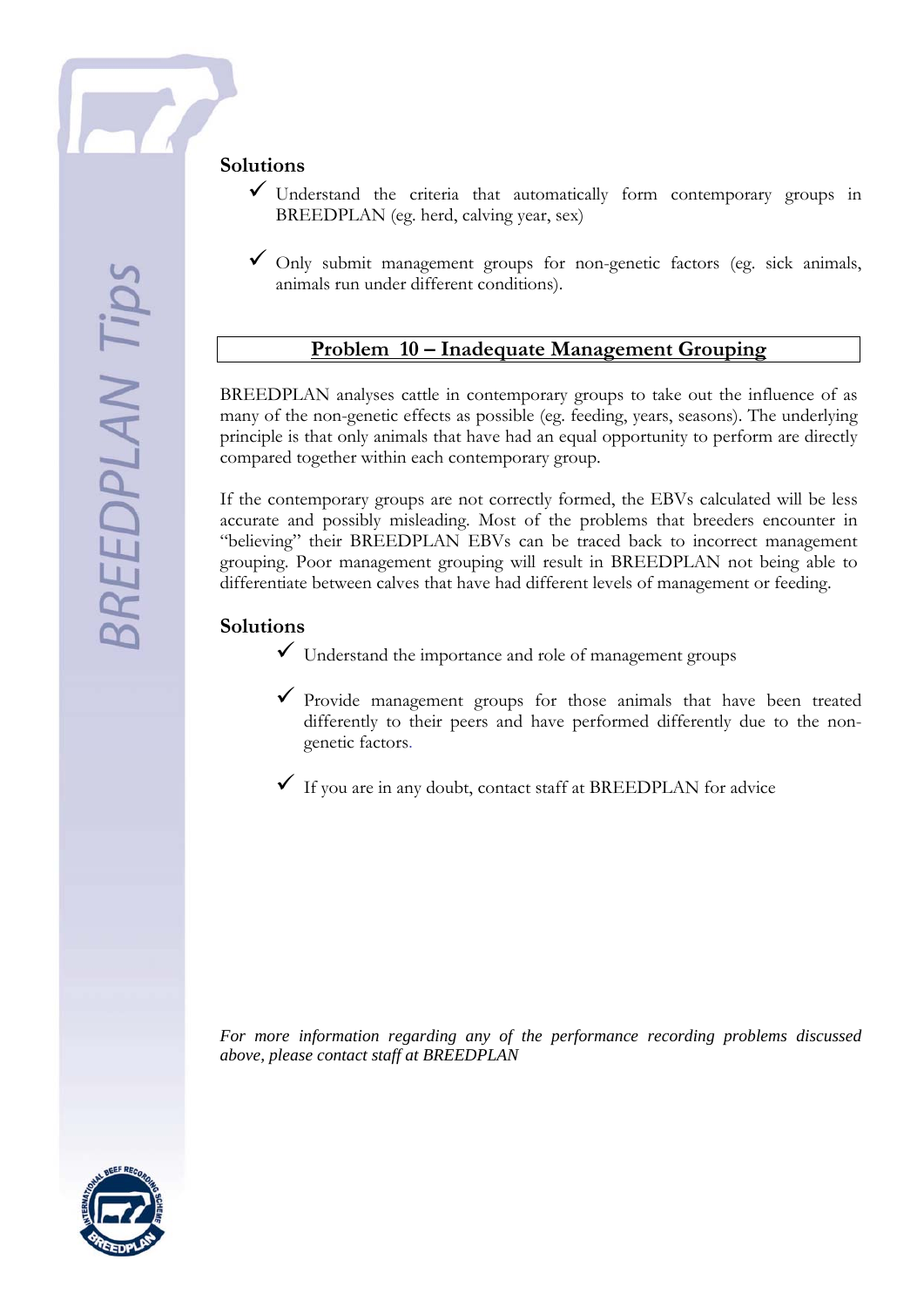### Solutions

- ✓ Understand the criteria that automatically form contemporary groups in BREEDPLAN (eg. herd, calving year, sex)
- ✓ Only submit management groups for non-genetic factors (eg. sick animals, animals run under different conditions).

## Problem 10 – Inadequate Management Grouping

BREEDPLAN analyses cattle in contemporary groups to take out the influence of as many of the non-genetic effects as possible (eg. feeding, years, seasons). The underlying principle is that only animals that have had an equal opportunity to perform are directly compared together within each contemporary group.

If the contemporary groups are not correctly formed, the EBVs calculated will be less accurate and possibly misleading. Most of the problems that breeders encounter in "believing" their BREEDPLAN EBVs can be traced back to incorrect management grouping. Poor management grouping will result in BREEDPLAN not being able to differentiate between calves that have had different levels of management or feeding.

### Solutions

- ✓ Understand the importance and role of management groups
- ✓ Provide management groups for those animals that have been treated differently to their peers and have performed differently due to the non-genetic factors.
- ✓ If you are in any doubt, contact staff at BREEDPLAN for advice

*For more information regarding any of the performance recording problems discussed above, please contact staff at BREEDPLAN*